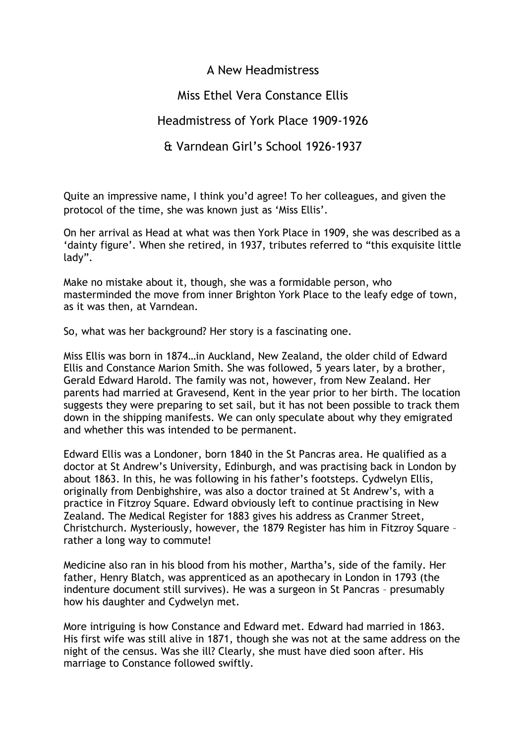# A New Headmistress

## Miss Ethel Vera Constance Ellis

## Headmistress of York Place 1909-1926

## & Varndean Girl's School 1926-1937

Quite an impressive name, I think you'd agree! To her colleagues, and given the protocol of the time, she was known just as 'Miss Ellis'.

On her arrival as Head at what was then York Place in 1909, she was described as a 'dainty figure'. When she retired, in 1937, tributes referred to "this exquisite little lady".

Make no mistake about it, though, she was a formidable person, who masterminded the move from inner Brighton York Place to the leafy edge of town, as it was then, at Varndean.

So, what was her background? Her story is a fascinating one.

Miss Ellis was born in 1874…in Auckland, New Zealand, the older child of Edward Ellis and Constance Marion Smith. She was followed, 5 years later, by a brother, Gerald Edward Harold. The family was not, however, from New Zealand. Her parents had married at Gravesend, Kent in the year prior to her birth. The location suggests they were preparing to set sail, but it has not been possible to track them down in the shipping manifests. We can only speculate about why they emigrated and whether this was intended to be permanent.

Edward Ellis was a Londoner, born 1840 in the St Pancras area. He qualified as a doctor at St Andrew's University, Edinburgh, and was practising back in London by about 1863. In this, he was following in his father's footsteps. Cydwelyn Ellis, originally from Denbighshire, was also a doctor trained at St Andrew's, with a practice in Fitzroy Square. Edward obviously left to continue practising in New Zealand. The Medical Register for 1883 gives his address as Cranmer Street, Christchurch. Mysteriously, however, the 1879 Register has him in Fitzroy Square – rather a long way to commute!

Medicine also ran in his blood from his mother, Martha's, side of the family. Her father, Henry Blatch, was apprenticed as an apothecary in London in 1793 (the indenture document still survives). He was a surgeon in St Pancras – presumably how his daughter and Cydwelyn met.

More intriguing is how Constance and Edward met. Edward had married in 1863. His first wife was still alive in 1871, though she was not at the same address on the night of the census. Was she ill? Clearly, she must have died soon after. His marriage to Constance followed swiftly.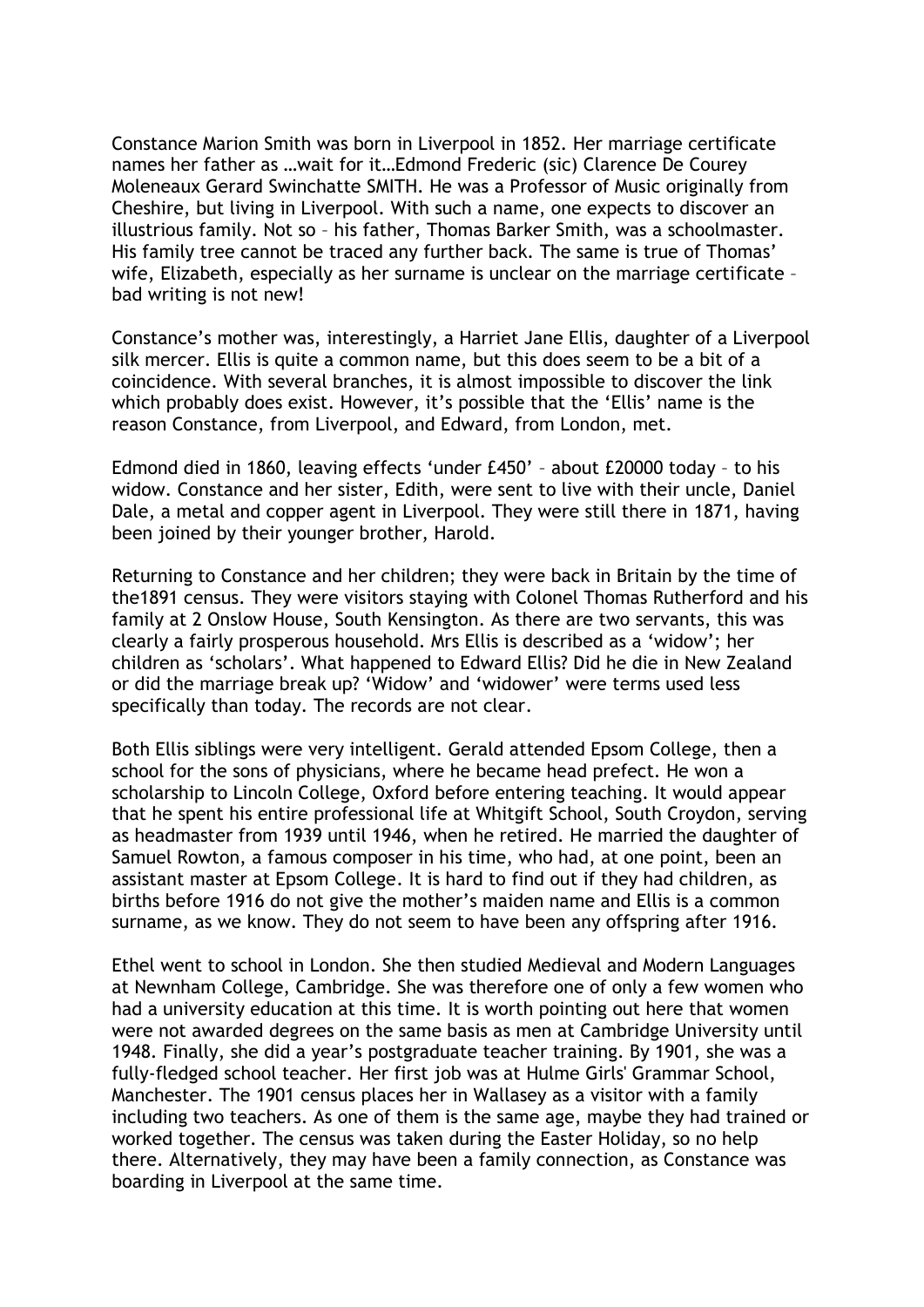Constance Marion Smith was born in Liverpool in 1852. Her marriage certificate names her father as …wait for it…Edmond Frederic (sic) Clarence De Courey Moleneaux Gerard Swinchatte SMITH. He was a Professor of Music originally from Cheshire, but living in Liverpool. With such a name, one expects to discover an illustrious family. Not so – his father, Thomas Barker Smith, was a schoolmaster. His family tree cannot be traced any further back. The same is true of Thomas' wife, Elizabeth, especially as her surname is unclear on the marriage certificate – bad writing is not new!

Constance's mother was, interestingly, a Harriet Jane Ellis, daughter of a Liverpool silk mercer. Ellis is quite a common name, but this does seem to be a bit of a coincidence. With several branches, it is almost impossible to discover the link which probably does exist. However, it's possible that the 'Ellis' name is the reason Constance, from Liverpool, and Edward, from London, met.

Edmond died in 1860, leaving effects 'under £450' – about £20000 today – to his widow. Constance and her sister, Edith, were sent to live with their uncle, Daniel Dale, a metal and copper agent in Liverpool. They were still there in 1871, having been joined by their younger brother, Harold.

Returning to Constance and her children; they were back in Britain by the time of the1891 census. They were visitors staying with Colonel Thomas Rutherford and his family at 2 Onslow House, South Kensington. As there are two servants, this was clearly a fairly prosperous household. Mrs Ellis is described as a 'widow'; her children as 'scholars'. What happened to Edward Ellis? Did he die in New Zealand or did the marriage break up? 'Widow' and 'widower' were terms used less specifically than today. The records are not clear.

Both Ellis siblings were very intelligent. Gerald attended Epsom College, then a school for the sons of physicians, where he became head prefect. He won a scholarship to Lincoln College, Oxford before entering teaching. It would appear that he spent his entire professional life at Whitgift School, South Croydon, serving as headmaster from 1939 until 1946, when he retired. He married the daughter of Samuel Rowton, a famous composer in his time, who had, at one point, been an assistant master at Epsom College. It is hard to find out if they had children, as births before 1916 do not give the mother's maiden name and Ellis is a common surname, as we know. They do not seem to have been any offspring after 1916.

Ethel went to school in London. She then studied Medieval and Modern Languages at Newnham College, Cambridge. She was therefore one of only a few women who had a university education at this time. It is worth pointing out here that women were not awarded degrees on the same basis as men at Cambridge University until 1948. Finally, she did a year's postgraduate teacher training. By 1901, she was a fully-fledged school teacher. Her first job was at Hulme Girls' Grammar School, Manchester. The 1901 census places her in Wallasey as a visitor with a family including two teachers. As one of them is the same age, maybe they had trained or worked together. The census was taken during the Easter Holiday, so no help there. Alternatively, they may have been a family connection, as Constance was boarding in Liverpool at the same time.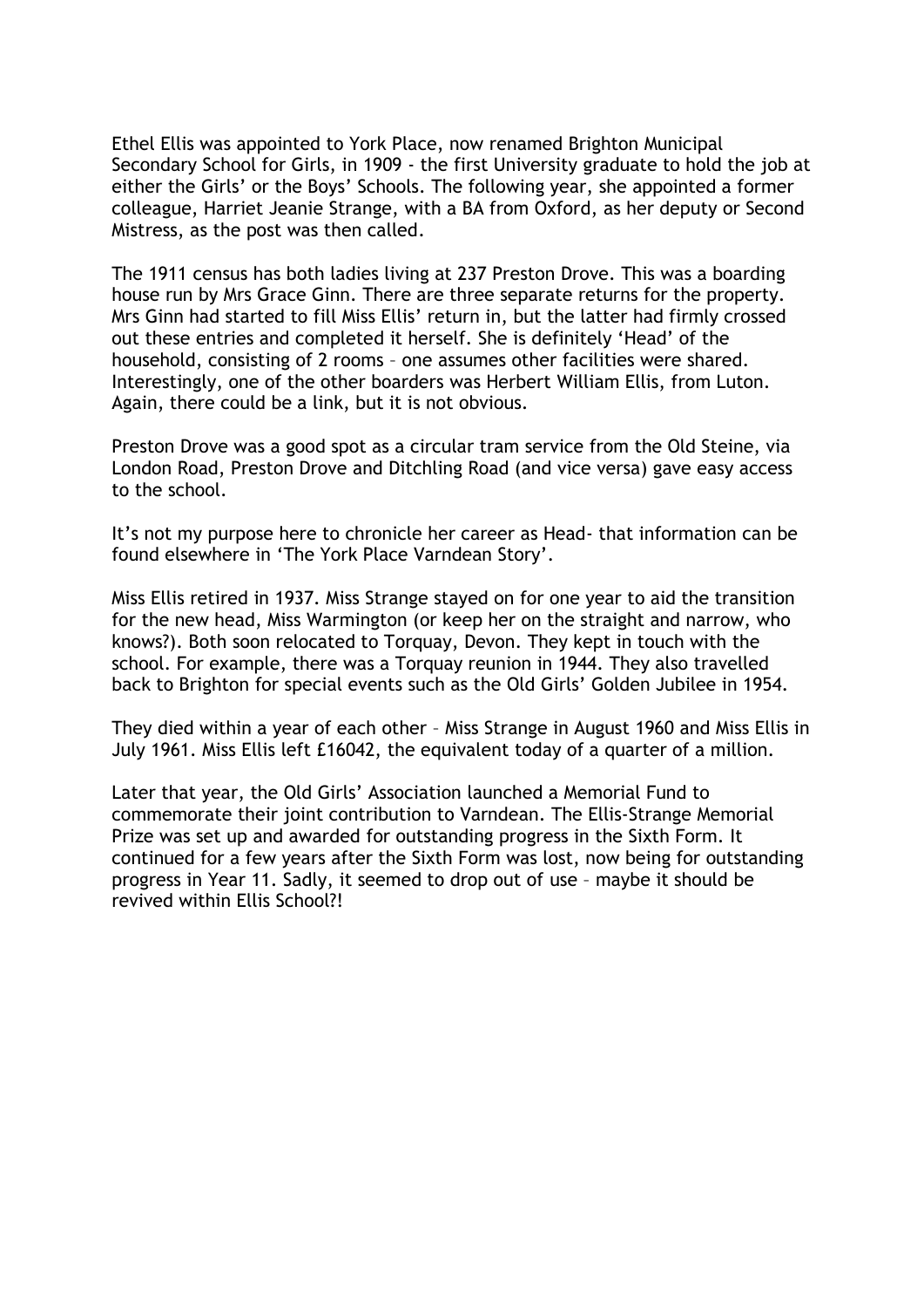Ethel Ellis was appointed to York Place, now renamed Brighton Municipal Secondary School for Girls, in 1909 - the first University graduate to hold the job at either the Girls' or the Boys' Schools. The following year, she appointed a former colleague, Harriet Jeanie Strange, with a BA from Oxford, as her deputy or Second Mistress, as the post was then called.

The 1911 census has both ladies living at 237 Preston Drove. This was a boarding house run by Mrs Grace Ginn. There are three separate returns for the property. Mrs Ginn had started to fill Miss Ellis' return in, but the latter had firmly crossed out these entries and completed it herself. She is definitely 'Head' of the household, consisting of 2 rooms – one assumes other facilities were shared. Interestingly, one of the other boarders was Herbert William Ellis, from Luton. Again, there could be a link, but it is not obvious.

Preston Drove was a good spot as a circular tram service from the Old Steine, via London Road, Preston Drove and Ditchling Road (and vice versa) gave easy access to the school.

It's not my purpose here to chronicle her career as Head- that information can be found elsewhere in 'The York Place Varndean Story'.

Miss Ellis retired in 1937. Miss Strange stayed on for one year to aid the transition for the new head, Miss Warmington (or keep her on the straight and narrow, who knows?). Both soon relocated to Torquay, Devon. They kept in touch with the school. For example, there was a Torquay reunion in 1944. They also travelled back to Brighton for special events such as the Old Girls' Golden Jubilee in 1954.

They died within a year of each other – Miss Strange in August 1960 and Miss Ellis in July 1961. Miss Ellis left £16042, the equivalent today of a quarter of a million.

Later that year, the Old Girls' Association launched a Memorial Fund to commemorate their joint contribution to Varndean. The Ellis-Strange Memorial Prize was set up and awarded for outstanding progress in the Sixth Form. It continued for a few years after the Sixth Form was lost, now being for outstanding progress in Year 11. Sadly, it seemed to drop out of use – maybe it should be revived within Ellis School?!